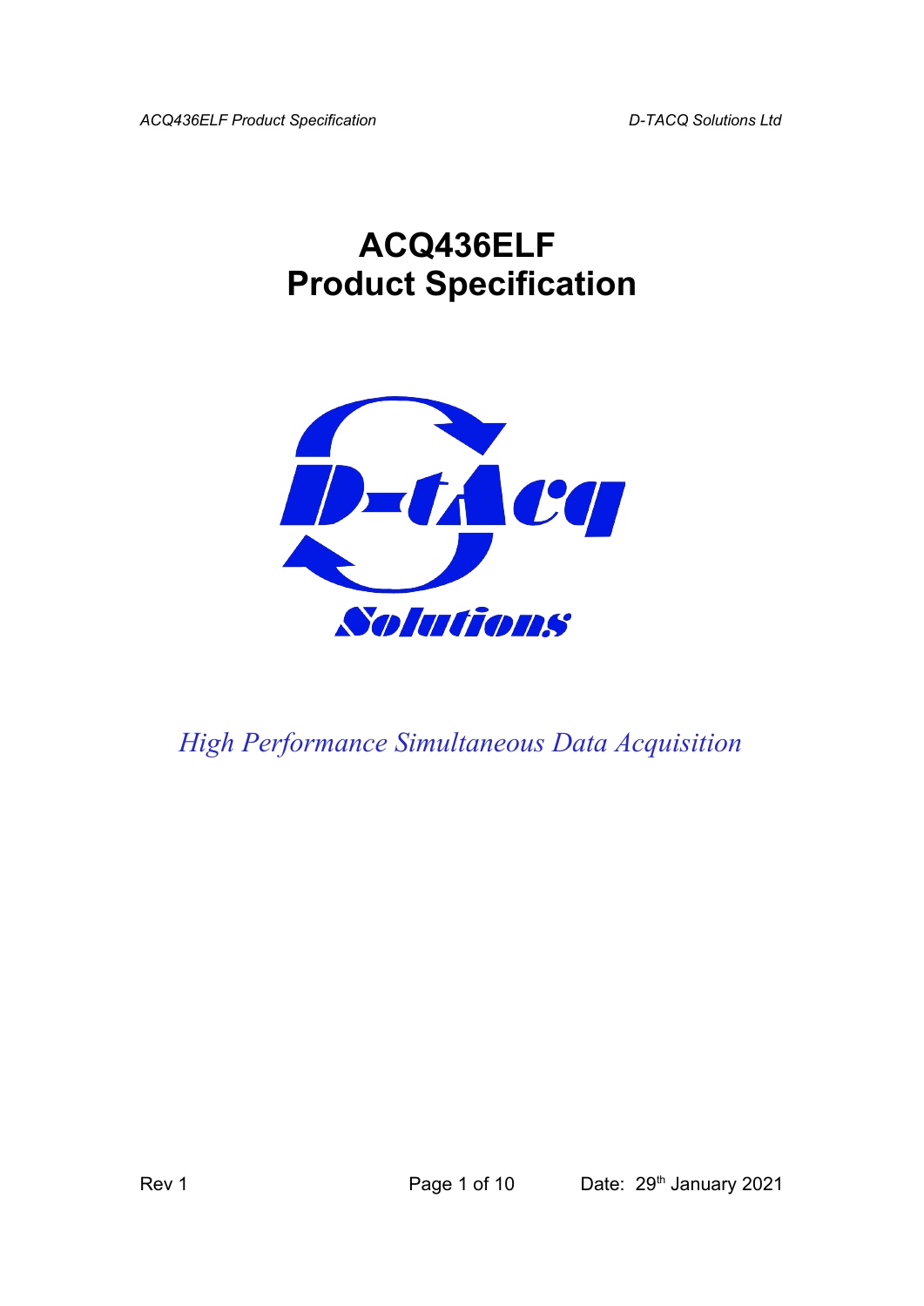# ACQ436ELF
# Product Specification

*High Performance Simultaneous Data Acquisition*

Rev 1

Date: 29th January 2021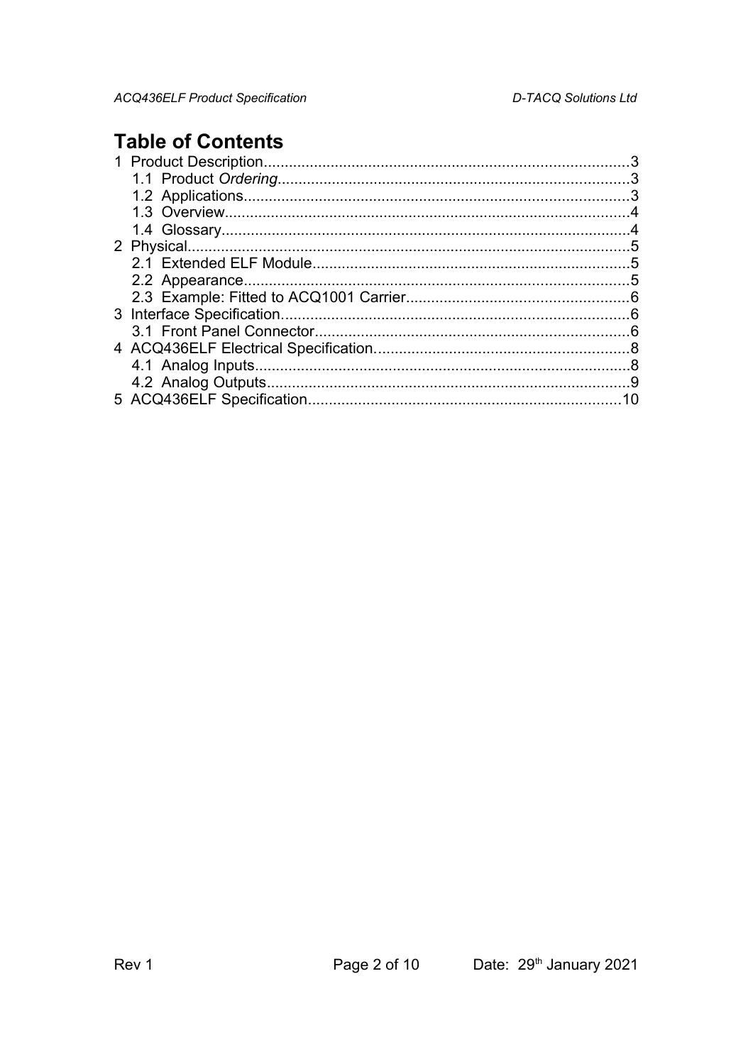# Table of Contents

1 Product Description......................................................................................3
  1.1 Product *Ordering*...................................................................................3
  1.2 Applications............................................................................................3
  1.3 Overview.................................................................................................4
  1.4 Glossary.................................................................................................4
2 Physical.........................................................................................................5
  2.1 Extended ELF Module............................................................................5
  2.2 Appearance............................................................................................5
  2.3 Example: Fitted to ACQ1001 Carrier.....................................................6
3 Interface Specification...................................................................................6
  3.1 Front Panel Connector...........................................................................6
4 ACQ436ELF Electrical Specification............................................................8
  4.1 Analog Inputs.........................................................................................8
  4.2 Analog Outputs......................................................................................9
5 ACQ436ELF Specification...........................................................................10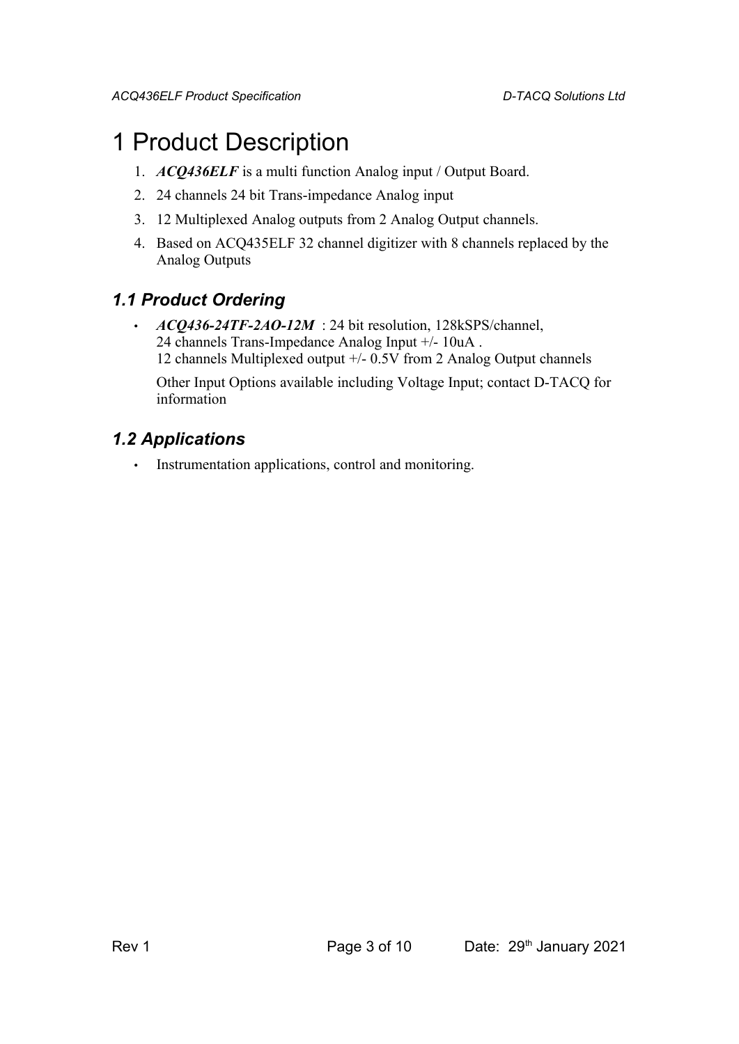# 1 Product Description

1. ***ACQ436ELF*** is a multi function Analog input / Output Board.
2. 24 channels 24 bit Trans-impedance Analog input
3. 12 Multiplexed Analog outputs from 2 Analog Output channels.
4. Based on ACQ435ELF 32 channel digitizer with 8 channels replaced by the Analog Outputs

## *1.1 Product Ordering*

- ***ACQ436-24TF-2AO-12M*** : 24 bit resolution, 128kSPS/channel,
  24 channels Trans-Impedance Analog Input +/- 10uA .
  12 channels Multiplexed output +/- 0.5V from 2 Analog Output channels

  Other Input Options available including Voltage Input; contact D-TACQ for information

## *1.2 Applications*

- Instrumentation applications, control and monitoring.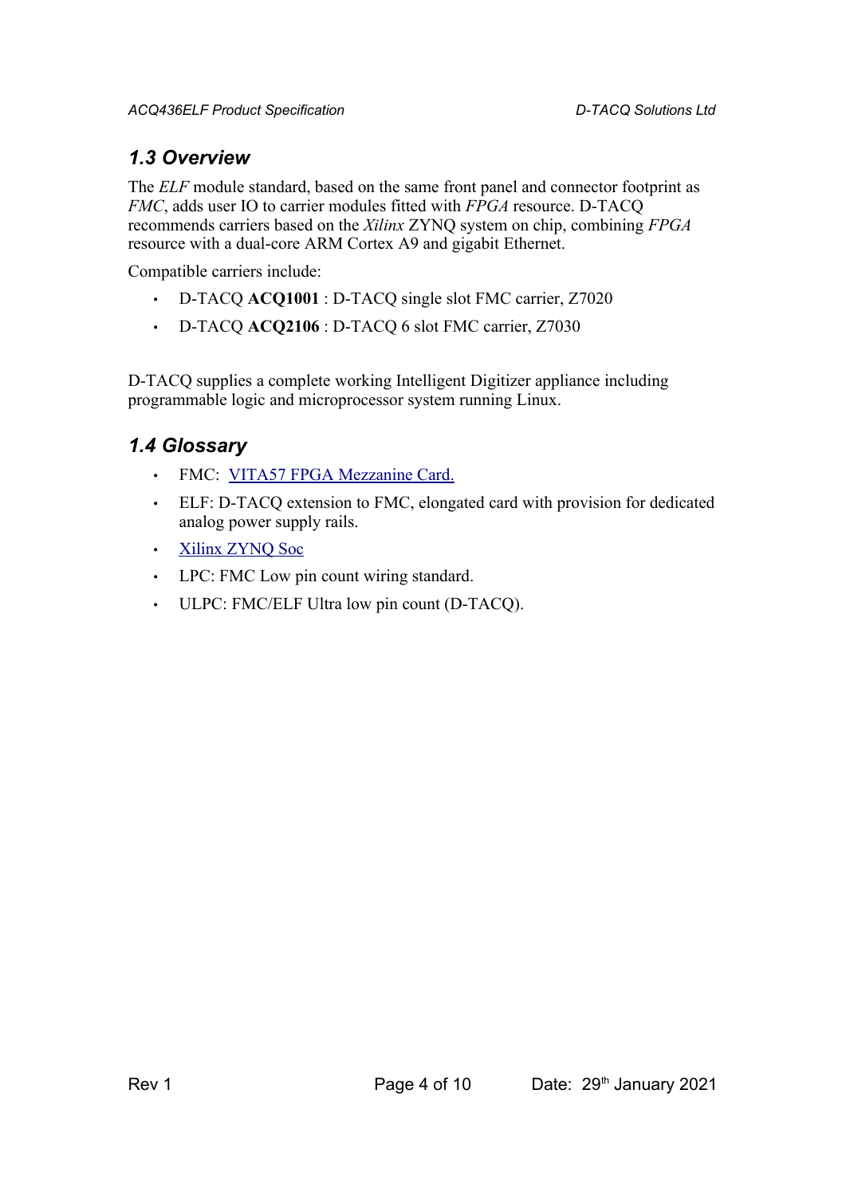## 1.3 Overview

The *ELF* module standard, based on the same front panel and connector footprint as *FMC*, adds user IO to carrier modules fitted with *FPGA* resource. D-TACQ recommends carriers based on the *Xilinx* ZYNQ system on chip, combining *FPGA* resource with a dual-core ARM Cortex A9 and gigabit Ethernet.

Compatible carriers include:

- D-TACQ **ACQ1001** : D-TACQ single slot FMC carrier, Z7020
- D-TACQ **ACQ2106** : D-TACQ 6 slot FMC carrier, Z7030

D-TACQ supplies a complete working Intelligent Digitizer appliance including programmable logic and microprocessor system running Linux.

## 1.4 Glossary

- FMC: VITA57 FPGA Mezzanine Card.
- ELF: D-TACQ extension to FMC, elongated card with provision for dedicated analog power supply rails.
- Xilinx ZYNQ Soc
- LPC: FMC Low pin count wiring standard.
- ULPC: FMC/ELF Ultra low pin count (D-TACQ).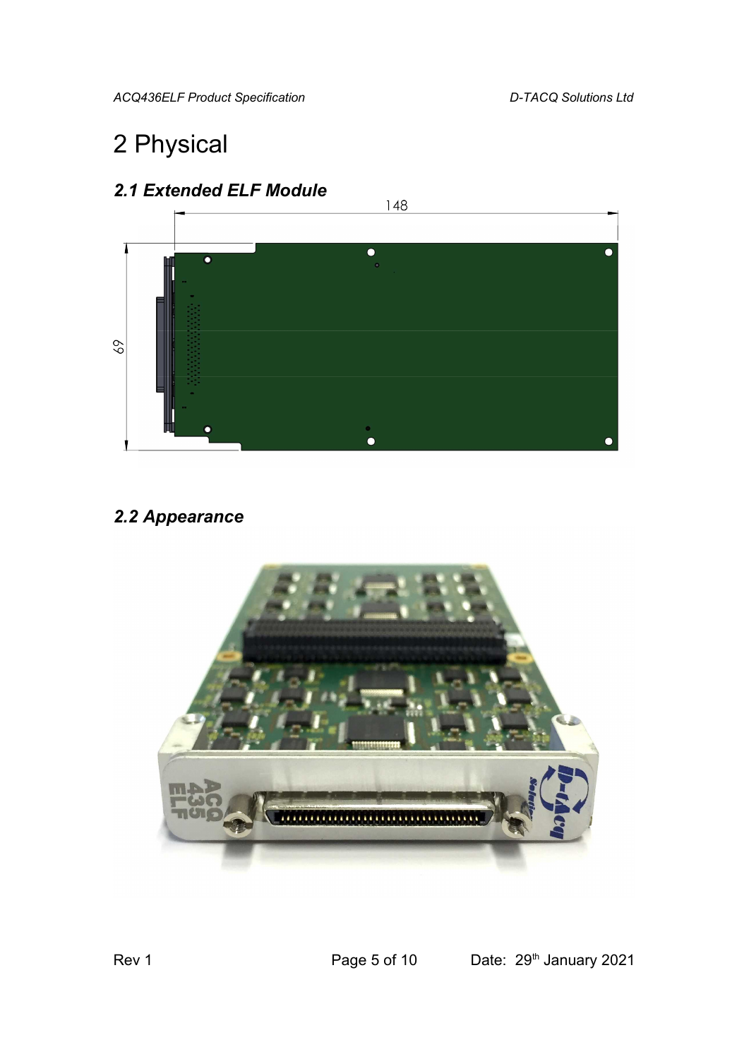# 2 Physical

## 2.1 Extended ELF Module

148

69

## 2.2 Appearance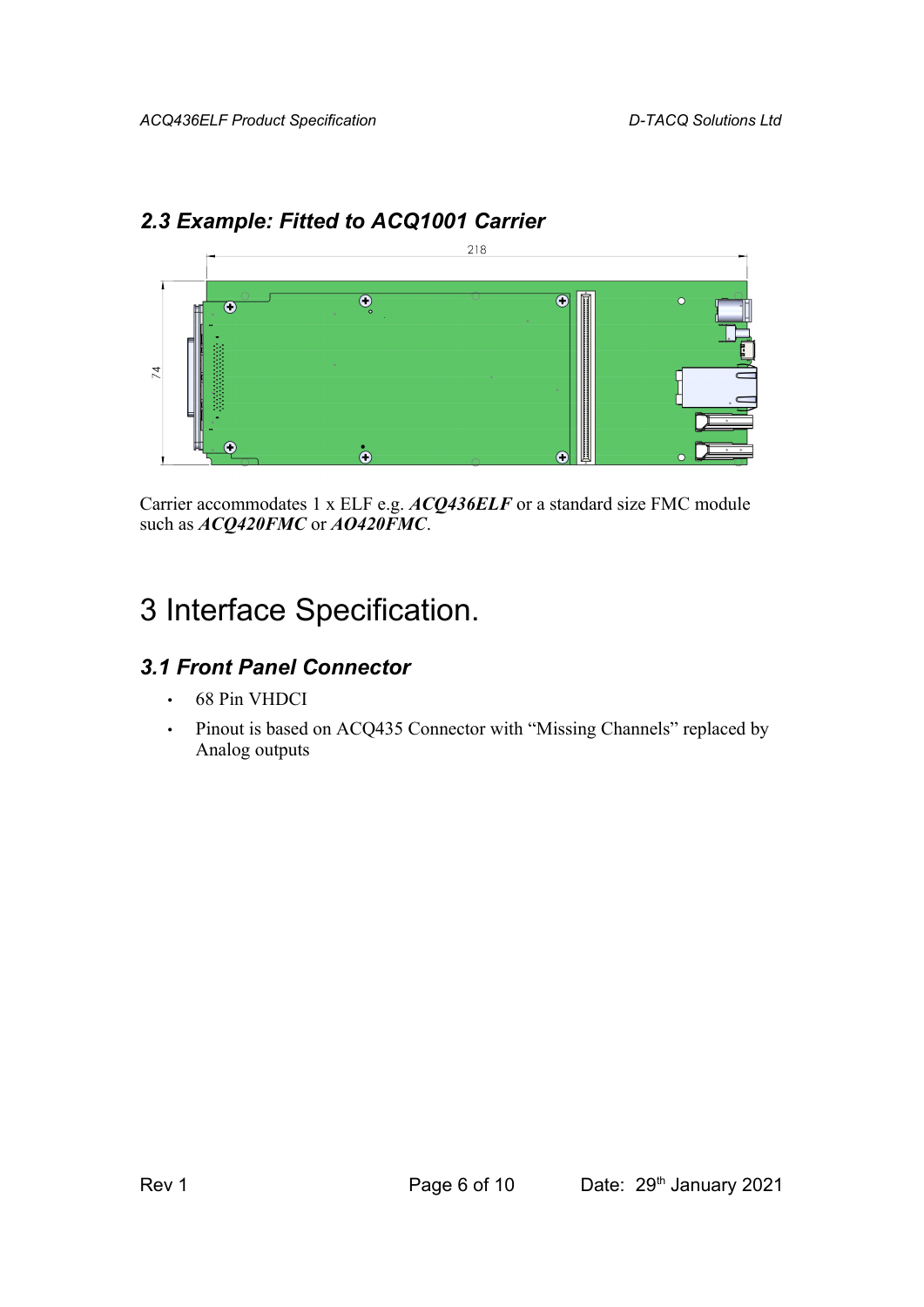## 2.3 Example: Fitted to ACQ1001 Carrier

Carrier accommodates 1 x ELF e.g. ***ACQ436ELF*** or a standard size FMC module such as ***ACQ420FMC*** or ***AO420FMC***.

# 3 Interface Specification.

## 3.1 Front Panel Connector

- 68 Pin VHDCI
- Pinout is based on ACQ435 Connector with "Missing Channels" replaced by Analog outputs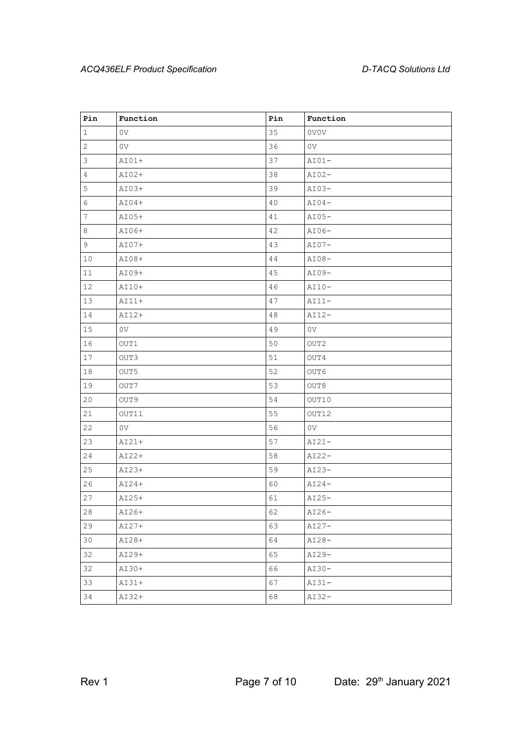| Pin | Function | Pin | Function |
|---|---|---|---|
| 1 | 0V | 35 | 0V0V |
| 2 | 0V | 36 | 0V |
| 3 | AI01+ | 37 | AI01- |
| 4 | AI02+ | 38 | AI02- |
| 5 | AI03+ | 39 | AI03- |
| 6 | AI04+ | 40 | AI04- |
| 7 | AI05+ | 41 | AI05- |
| 8 | AI06+ | 42 | AI06- |
| 9 | AI07+ | 43 | AI07- |
| 10 | AI08+ | 44 | AI08- |
| 11 | AI09+ | 45 | AI09- |
| 12 | AI10+ | 46 | AI10- |
| 13 | AI11+ | 47 | AI11- |
| 14 | AI12+ | 48 | AI12- |
| 15 | 0V | 49 | 0V |
| 16 | OUT1 | 50 | OUT2 |
| 17 | OUT3 | 51 | OUT4 |
| 18 | OUT5 | 52 | OUT6 |
| 19 | OUT7 | 53 | OUT8 |
| 20 | OUT9 | 54 | OUT10 |
| 21 | OUT11 | 55 | OUT12 |
| 22 | 0V | 56 | 0V |
| 23 | AI21+ | 57 | AI21- |
| 24 | AI22+ | 58 | AI22- |
| 25 | AI23+ | 59 | AI23- |
| 26 | AI24+ | 60 | AI24- |
| 27 | AI25+ | 61 | AI25- |
| 28 | AI26+ | 62 | AI26- |
| 29 | AI27+ | 63 | AI27- |
| 30 | AI28+ | 64 | AI28- |
| 32 | AI29+ | 65 | AI29- |
| 32 | AI30+ | 66 | AI30- |
| 33 | AI31+ | 67 | AI31- |
| 34 | AI32+ | 68 | AI32- |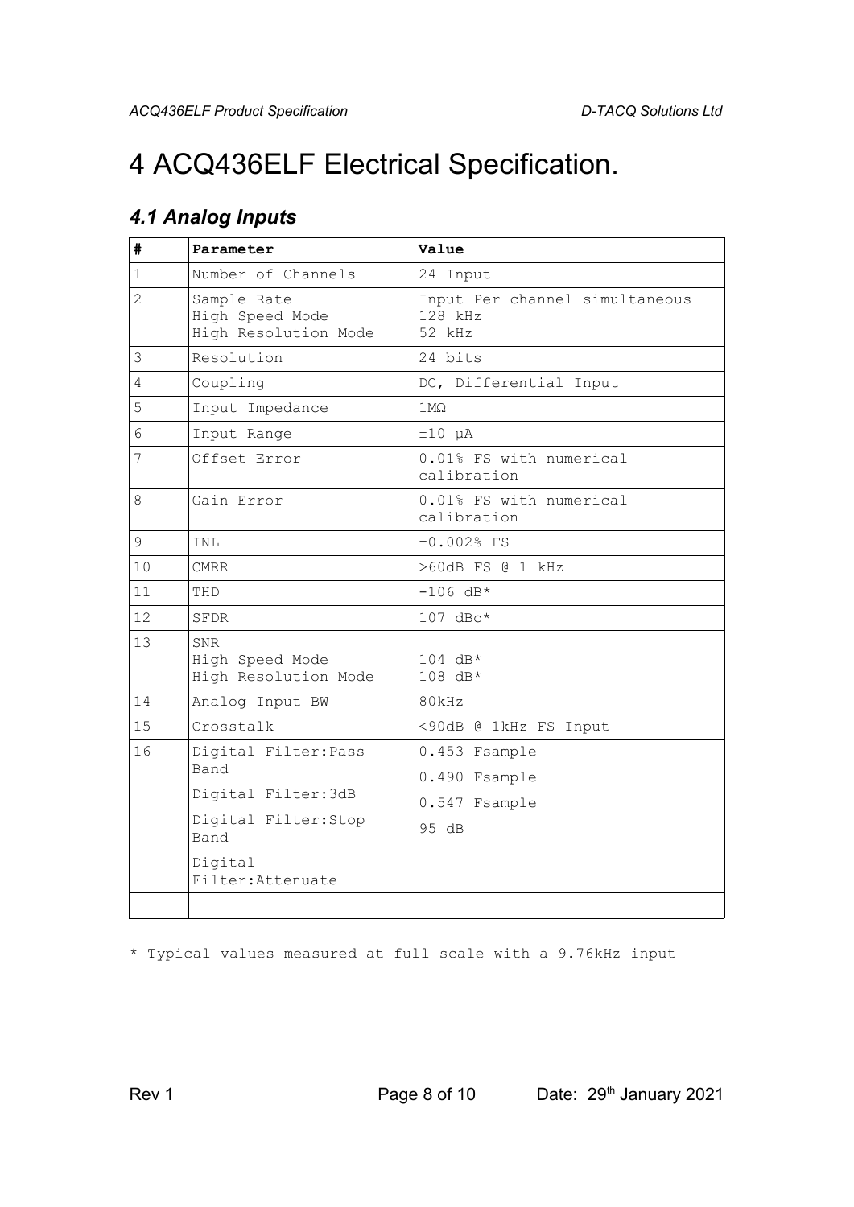# 4 ACQ436ELF Electrical Specification.

## *4.1 Analog Inputs*

| **#** | **Parameter** | **Value** |
|---|---|---|
| 1 | Number of Channels | 24 Input |
| 2 | Sample Rate<br>High Speed Mode<br>High Resolution Mode | Input Per channel simultaneous<br>128 kHz<br>52 kHz |
| 3 | Resolution | 24 bits |
| 4 | Coupling | DC, Differential Input |
| 5 | Input Impedance | 1MΩ |
| 6 | Input Range | ±10 µA |
| 7 | Offset Error | 0.01% FS with numerical calibration |
| 8 | Gain Error | 0.01% FS with numerical calibration |
| 9 | INL | ±0.002% FS |
| 10 | CMRR | >60dB FS @ 1 kHz |
| 11 | THD | -106 dB* |
| 12 | SFDR | 107 dBc* |
| 13 | SNR<br>High Speed Mode<br>High Resolution Mode | <br>104 dB*<br>108 dB* |
| 14 | Analog Input BW | 80kHz |
| 15 | Crosstalk | <90dB @ 1kHz FS Input |
| 16 | Digital Filter:Pass Band<br>Digital Filter:3dB<br>Digital Filter:Stop Band<br>Digital Filter:Attenuate | 0.453 Fsample<br>0.490 Fsample<br>0.547 Fsample<br>95 dB |
| | | |

\* Typical values measured at full scale with a 9.76kHz input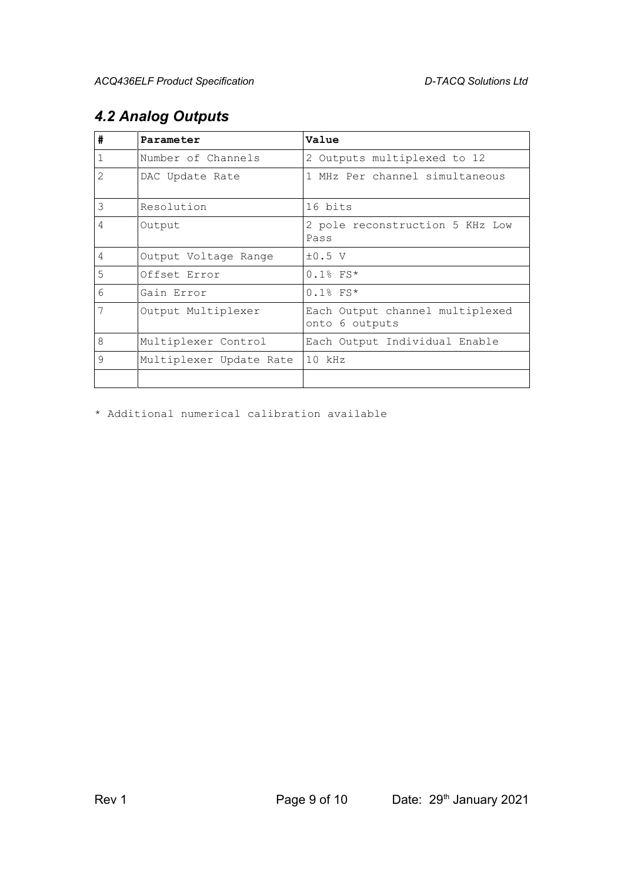## *4.2 Analog Outputs*

| # | Parameter | Value |
|---|---|---|
| 1 | Number of Channels | 2 Outputs multiplexed to 12 |
| 2 | DAC Update Rate | 1 MHz Per channel simultaneous |
| 3 | Resolution | 16 bits |
| 4 | Output | 2 pole reconstruction 5 KHz Low Pass |
| 4 | Output Voltage Range | ±0.5 V |
| 5 | Offset Error | 0.1% FS* |
| 6 | Gain Error | 0.1% FS* |
| 7 | Output Multiplexer | Each Output channel multiplexed onto 6 outputs |
| 8 | Multiplexer Control | Each Output Individual Enable |
| 9 | Multiplexer Update Rate | 10 kHz |
| | | |

* Additional numerical calibration available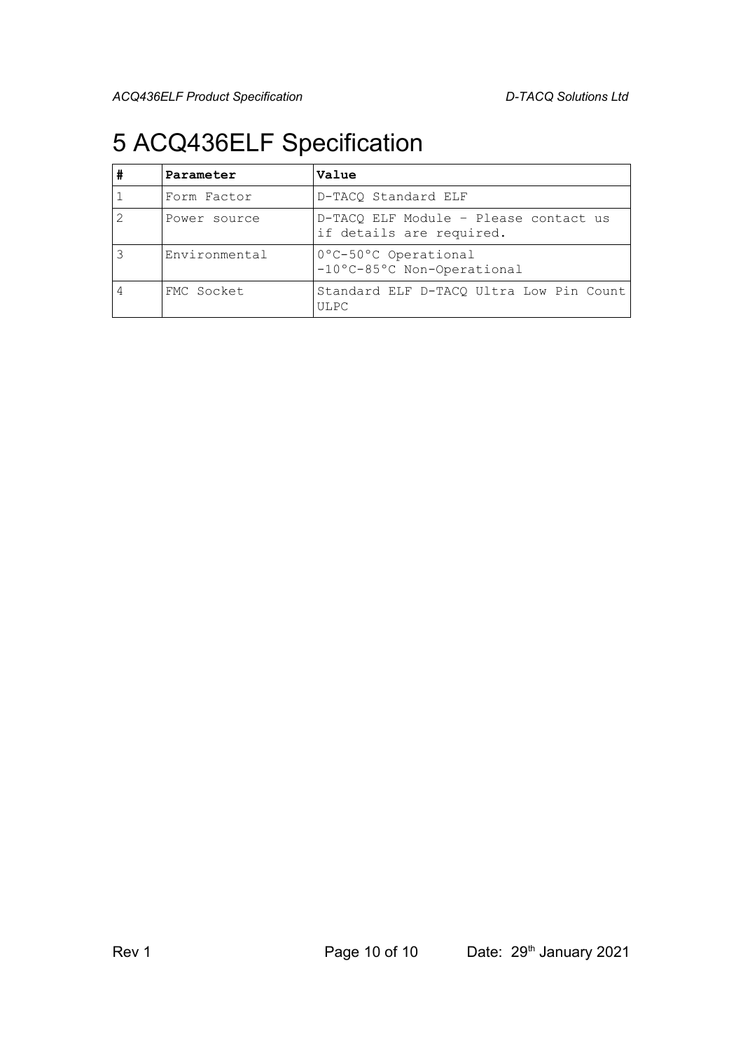# 5 ACQ436ELF Specification

| # | Parameter | Value |
|---|---|---|
| 1 | Form Factor | D-TACQ Standard ELF |
| 2 | Power source | D-TACQ ELF Module – Please contact us if details are required. |
| 3 | Environmental | 0°C-50°C Operational<br>-10°C-85°C Non-Operational |
| 4 | FMC Socket | Standard ELF D-TACQ Ultra Low Pin Count ULPC |